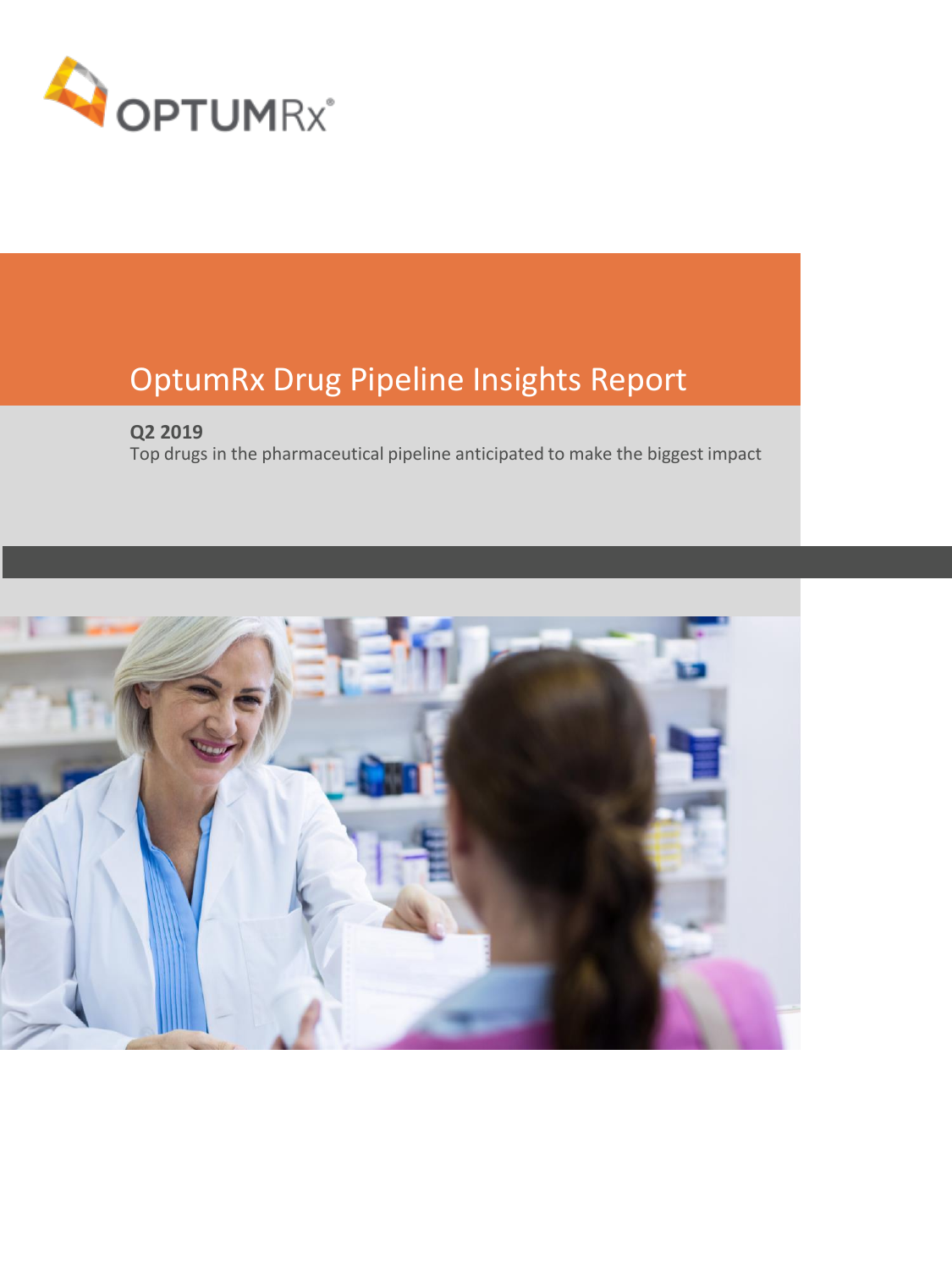OPTUMRx®

# OptumRx Drug Pipeline Insights Report

**Q2 2019**

Top drugs in the pharmaceutical pipeline anticipated to make the biggest impact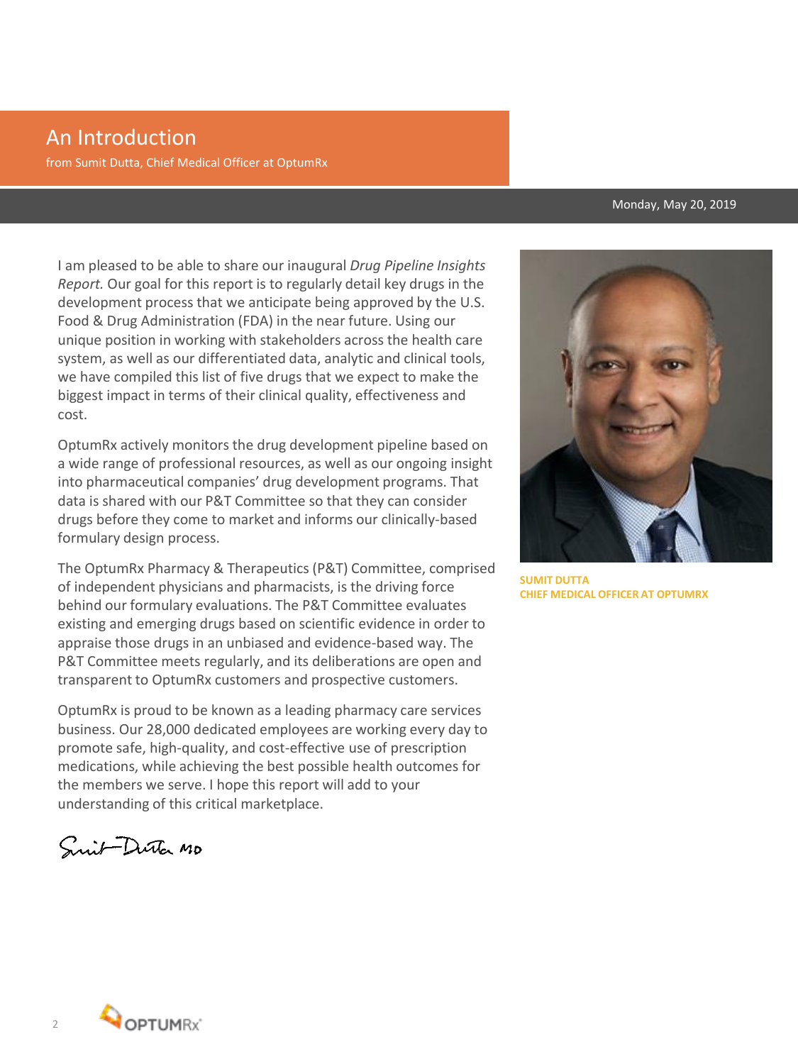# An Introduction

from Sumit Dutta, Chief Medical Officer at OptumRx

Monday, May 20, 2019

I am pleased to be able to share our inaugural *Drug Pipeline Insights Report.* Our goal for this report is to regularly detail key drugs in the development process that we anticipate being approved by the U.S. Food & Drug Administration (FDA) in the near future. Using our unique position in working with stakeholders across the health care system, as well as our differentiated data, analytic and clinical tools, we have compiled this list of five drugs that we expect to make the biggest impact in terms of their clinical quality, effectiveness and cost.

OptumRx actively monitors the drug development pipeline based on a wide range of professional resources, as well as our ongoing insight into pharmaceutical companies' drug development programs. That data is shared with our P&T Committee so that they can consider drugs before they come to market and informs our clinically-based formulary design process.

The OptumRx Pharmacy & Therapeutics (P&T) Committee, comprised of independent physicians and pharmacists, is the driving force behind our formulary evaluations. The P&T Committee evaluates existing and emerging drugs based on scientific evidence in order to appraise those drugs in an unbiased and evidence-based way. The P&T Committee meets regularly, and its deliberations are open and transparent to OptumRx customers and prospective customers.

OptumRx is proud to be known as a leading pharmacy care services business. Our 28,000 dedicated employees are working every day to promote safe, high-quality, and cost-effective use of prescription medications, while achieving the best possible health outcomes for the members we serve. I hope this report will add to your understanding of this critical marketplace.

Sumit Dutta MD

**SUMIT DUTTA**
**CHIEF MEDICAL OFFICER AT OPTUMRX**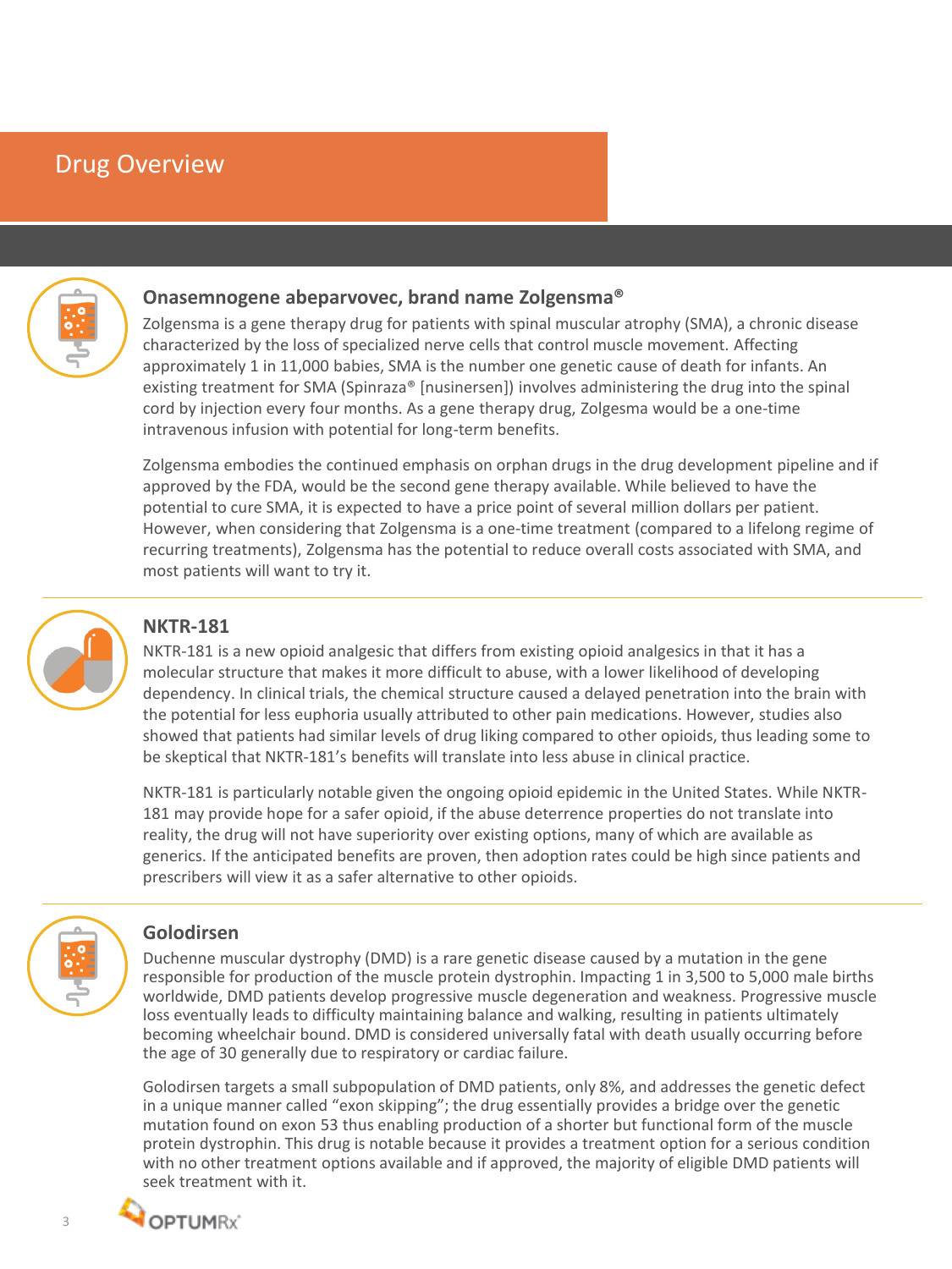# Drug Overview

### Onasemnogene abeparvovec, brand name Zolgensma®

Zolgensma is a gene therapy drug for patients with spinal muscular atrophy (SMA), a chronic disease characterized by the loss of specialized nerve cells that control muscle movement. Affecting approximately 1 in 11,000 babies, SMA is the number one genetic cause of death for infants. An existing treatment for SMA (Spinraza® [nusinersen]) involves administering the drug into the spinal cord by injection every four months. As a gene therapy drug, Zolgesma would be a one-time intravenous infusion with potential for long-term benefits.

Zolgensma embodies the continued emphasis on orphan drugs in the drug development pipeline and if approved by the FDA, would be the second gene therapy available. While believed to have the potential to cure SMA, it is expected to have a price point of several million dollars per patient. However, when considering that Zolgensma is a one-time treatment (compared to a lifelong regime of recurring treatments), Zolgensma has the potential to reduce overall costs associated with SMA, and most patients will want to try it.

### NKTR-181

NKTR-181 is a new opioid analgesic that differs from existing opioid analgesics in that it has a molecular structure that makes it more difficult to abuse, with a lower likelihood of developing dependency. In clinical trials, the chemical structure caused a delayed penetration into the brain with the potential for less euphoria usually attributed to other pain medications. However, studies also showed that patients had similar levels of drug liking compared to other opioids, thus leading some to be skeptical that NKTR-181's benefits will translate into less abuse in clinical practice.

NKTR-181 is particularly notable given the ongoing opioid epidemic in the United States. While NKTR-181 may provide hope for a safer opioid, if the abuse deterrence properties do not translate into reality, the drug will not have superiority over existing options, many of which are available as generics. If the anticipated benefits are proven, then adoption rates could be high since patients and prescribers will view it as a safer alternative to other opioids.

### Golodirsen

Duchenne muscular dystrophy (DMD) is a rare genetic disease caused by a mutation in the gene responsible for production of the muscle protein dystrophin. Impacting 1 in 3,500 to 5,000 male births worldwide, DMD patients develop progressive muscle degeneration and weakness. Progressive muscle loss eventually leads to difficulty maintaining balance and walking, resulting in patients ultimately becoming wheelchair bound. DMD is considered universally fatal with death usually occurring before the age of 30 generally due to respiratory or cardiac failure.

Golodirsen targets a small subpopulation of DMD patients, only 8%, and addresses the genetic defect in a unique manner called "exon skipping"; the drug essentially provides a bridge over the genetic mutation found on exon 53 thus enabling production of a shorter but functional form of the muscle protein dystrophin. This drug is notable because it provides a treatment option for a serious condition with no other treatment options available and if approved, the majority of eligible DMD patients will seek treatment with it.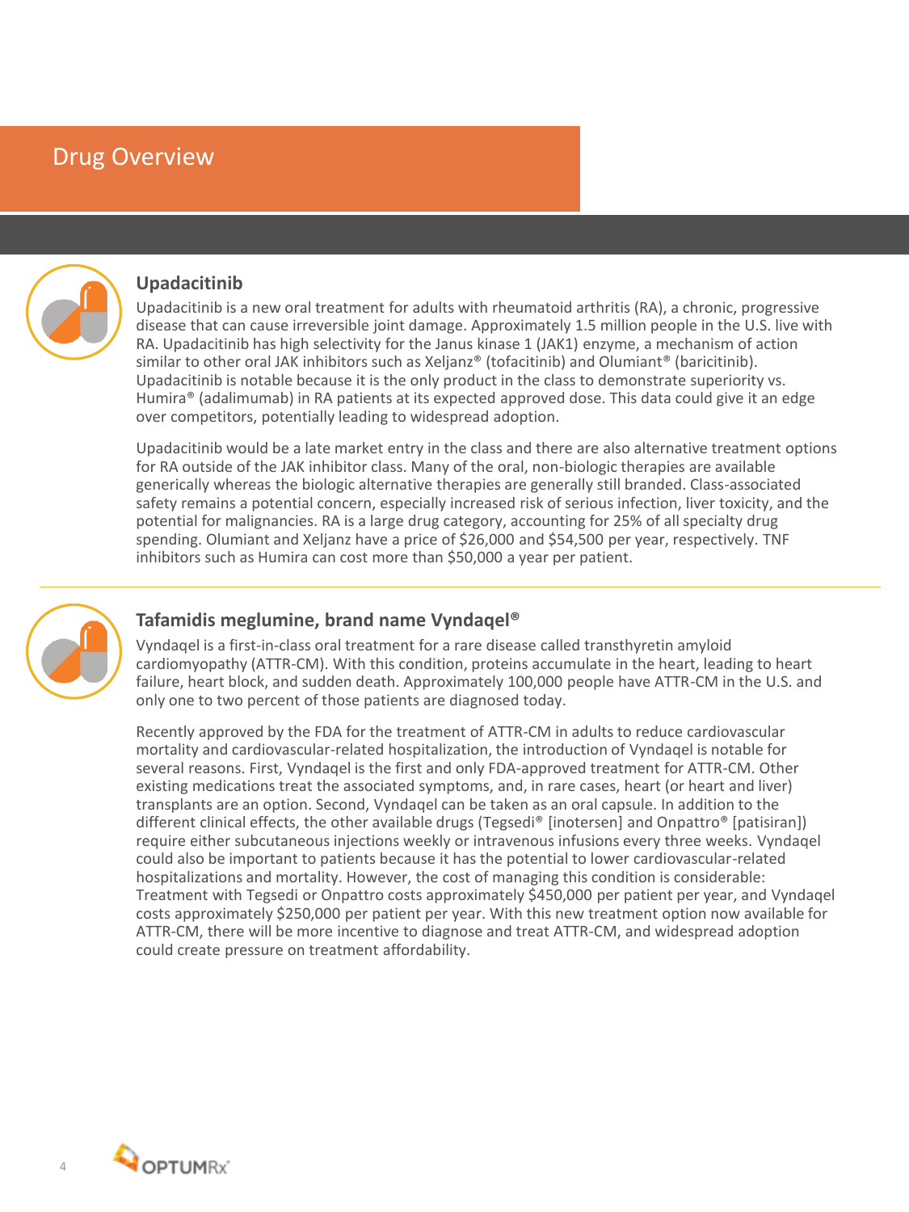# Drug Overview

## Upadacitinib

Upadacitinib is a new oral treatment for adults with rheumatoid arthritis (RA), a chronic, progressive disease that can cause irreversible joint damage. Approximately 1.5 million people in the U.S. live with RA. Upadacitinib has high selectivity for the Janus kinase 1 (JAK1) enzyme, a mechanism of action similar to other oral JAK inhibitors such as Xeljanz® (tofacitinib) and Olumiant® (baricitinib). Upadacitinib is notable because it is the only product in the class to demonstrate superiority vs. Humira® (adalimumab) in RA patients at its expected approved dose. This data could give it an edge over competitors, potentially leading to widespread adoption.

Upadacitinib would be a late market entry in the class and there are also alternative treatment options for RA outside of the JAK inhibitor class. Many of the oral, non-biologic therapies are available generically whereas the biologic alternative therapies are generally still branded. Class-associated safety remains a potential concern, especially increased risk of serious infection, liver toxicity, and the potential for malignancies. RA is a large drug category, accounting for 25% of all specialty drug spending. Olumiant and Xeljanz have a price of $26,000 and $54,500 per year, respectively. TNF inhibitors such as Humira can cost more than $50,000 a year per patient.

## Tafamidis meglumine, brand name Vyndaqel®

Vyndaqel is a first-in-class oral treatment for a rare disease called transthyretin amyloid cardiomyopathy (ATTR-CM). With this condition, proteins accumulate in the heart, leading to heart failure, heart block, and sudden death. Approximately 100,000 people have ATTR-CM in the U.S. and only one to two percent of those patients are diagnosed today.

Recently approved by the FDA for the treatment of ATTR-CM in adults to reduce cardiovascular mortality and cardiovascular-related hospitalization, the introduction of Vyndaqel is notable for several reasons. First, Vyndaqel is the first and only FDA-approved treatment for ATTR-CM. Other existing medications treat the associated symptoms, and, in rare cases, heart (or heart and liver) transplants are an option. Second, Vyndaqel can be taken as an oral capsule. In addition to the different clinical effects, the other available drugs (Tegsedi® [inotersen] and Onpattro® [patisiran]) require either subcutaneous injections weekly or intravenous infusions every three weeks. Vyndaqel could also be important to patients because it has the potential to lower cardiovascular-related hospitalizations and mortality. However, the cost of managing this condition is considerable: Treatment with Tegsedi or Onpattro costs approximately $450,000 per patient per year, and Vyndaqel costs approximately $250,000 per patient per year. With this new treatment option now available for ATTR-CM, there will be more incentive to diagnose and treat ATTR-CM, and widespread adoption could create pressure on treatment affordability.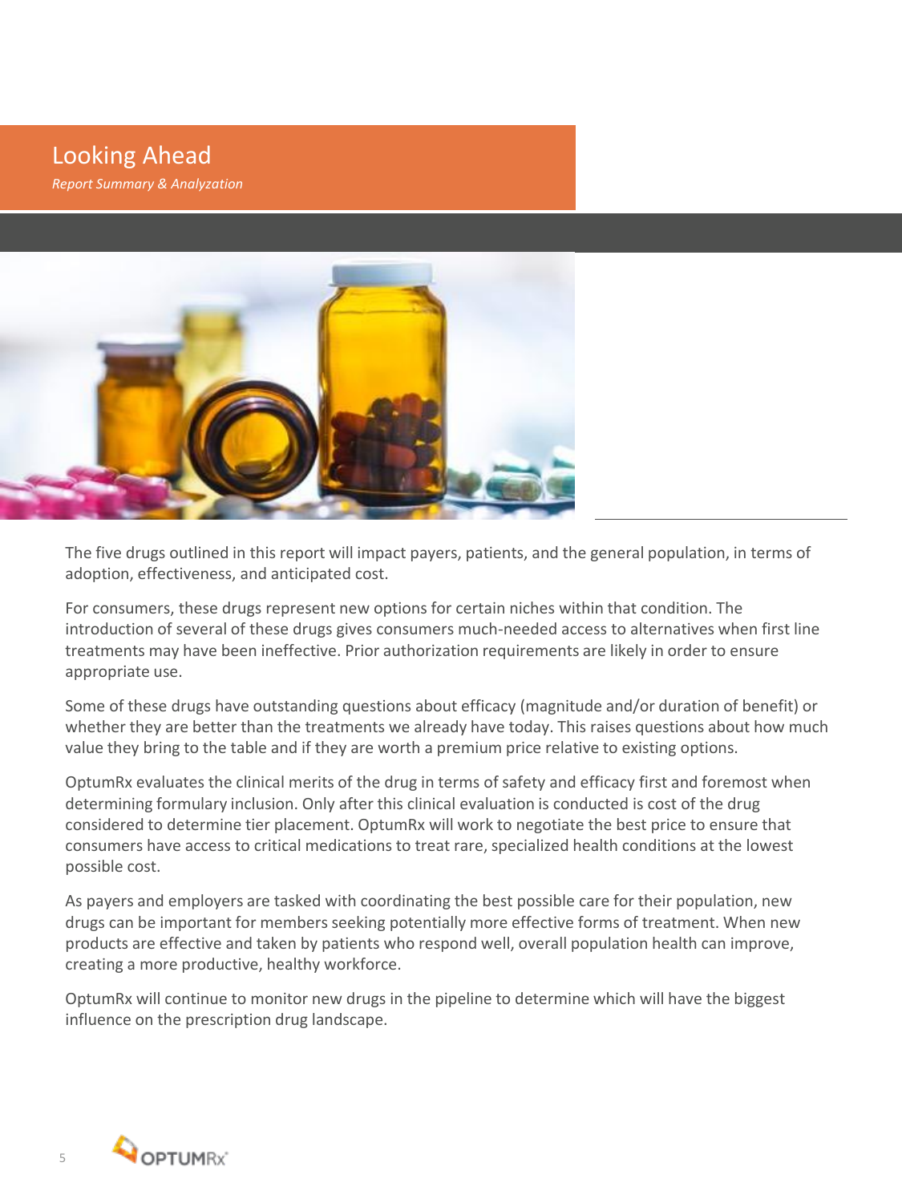# Looking Ahead

*Report Summary & Analyzation*

The five drugs outlined in this report will impact payers, patients, and the general population, in terms of adoption, effectiveness, and anticipated cost.

For consumers, these drugs represent new options for certain niches within that condition. The introduction of several of these drugs gives consumers much-needed access to alternatives when first line treatments may have been ineffective. Prior authorization requirements are likely in order to ensure appropriate use.

Some of these drugs have outstanding questions about efficacy (magnitude and/or duration of benefit) or whether they are better than the treatments we already have today. This raises questions about how much value they bring to the table and if they are worth a premium price relative to existing options.

OptumRx evaluates the clinical merits of the drug in terms of safety and efficacy first and foremost when determining formulary inclusion. Only after this clinical evaluation is conducted is cost of the drug considered to determine tier placement. OptumRx will work to negotiate the best price to ensure that consumers have access to critical medications to treat rare, specialized health conditions at the lowest possible cost.

As payers and employers are tasked with coordinating the best possible care for their population, new drugs can be important for members seeking potentially more effective forms of treatment. When new products are effective and taken by patients who respond well, overall population health can improve, creating a more productive, healthy workforce.

OptumRx will continue to monitor new drugs in the pipeline to determine which will have the biggest influence on the prescription drug landscape.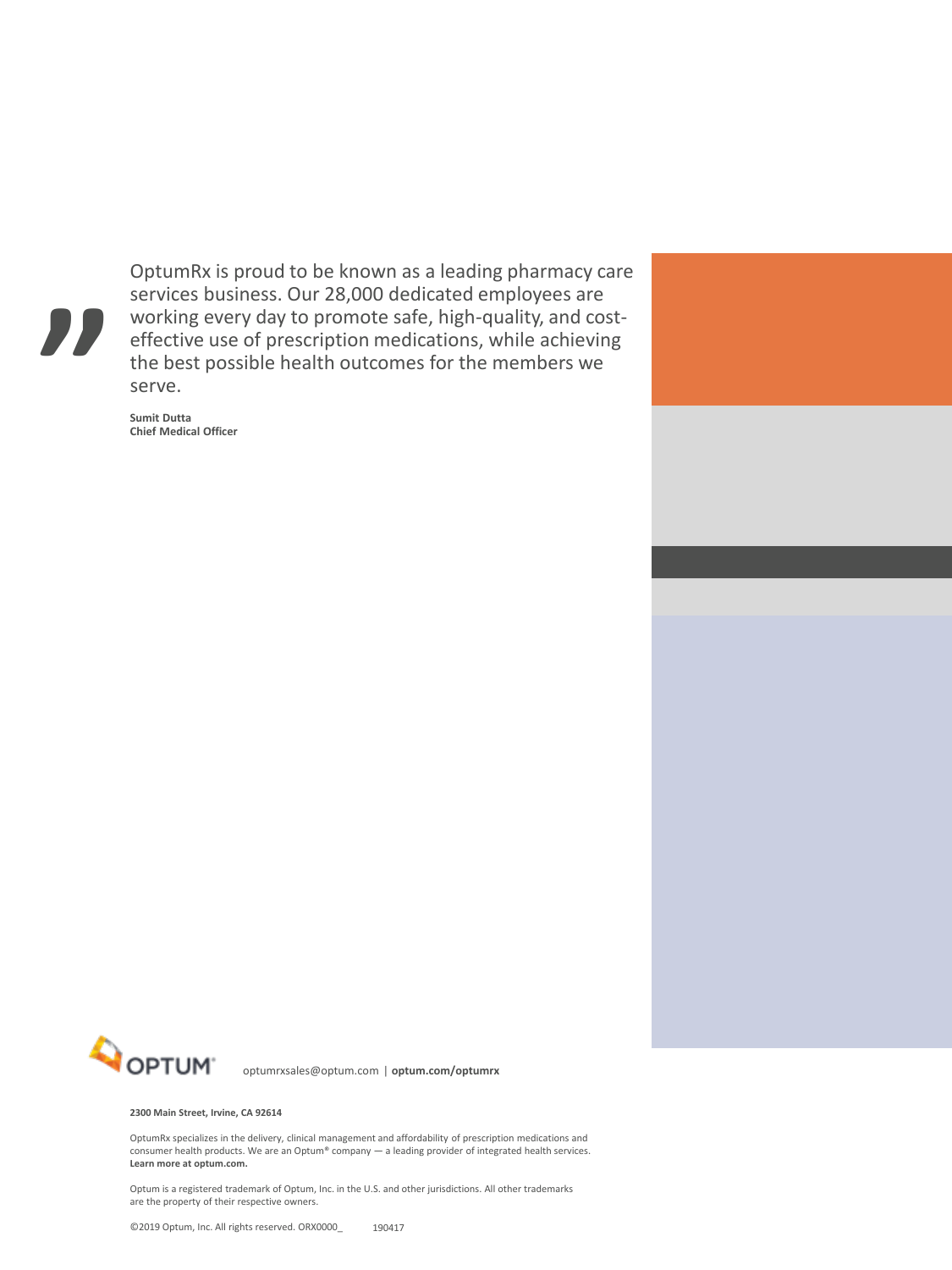> OptumRx is proud to be known as a leading pharmacy care services business. Our 28,000 dedicated employees are working every day to promote safe, high-quality, and cost-effective use of prescription medications, while achieving the best possible health outcomes for the members we serve.

**Sumit Dutta**
**Chief Medical Officer**

OPTUM®

optumrxsales@optum.com | **optum.com/optumrx**

**2300 Main Street, Irvine, CA 92614**

OptumRx specializes in the delivery, clinical management and affordability of prescription medications and consumer health products. We are an Optum® company — a leading provider of integrated health services. **Learn more at optum.com.**

Optum is a registered trademark of Optum, Inc. in the U.S. and other jurisdictions. All other trademarks are the property of their respective owners.

©2019 Optum, Inc. All rights reserved. ORX0000_ 190417